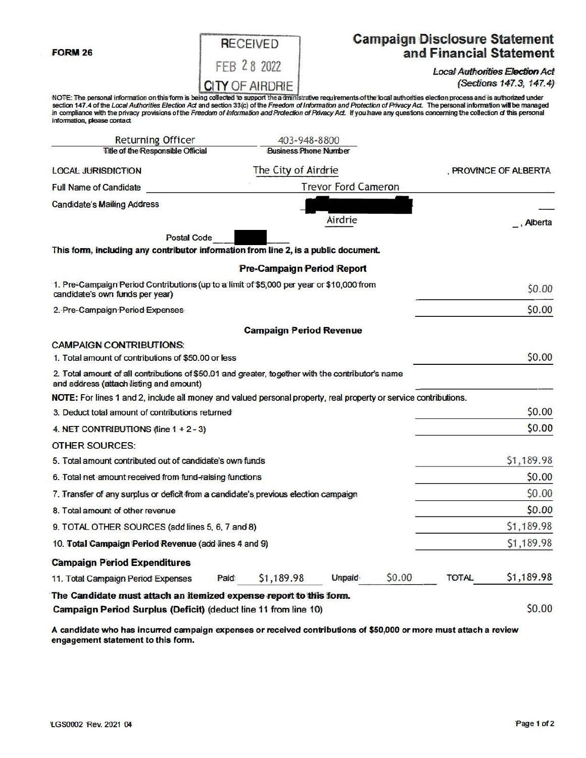**FORM 26**

RECEIVED
FEB 28 2022
CITY OF AIRDRIE

# Campaign Disclosure Statement and Financial Statement

*Local Authorities Election Act (Sections 147.3, 147.4)*

NOTE: The personal information on this form is being collected to support the administrative requirements of the local authorities election process and is authorized under section 147.4 of the *Local Authorities Election Act* and section 33(c) of the *Freedom of Information and Protection of Privacy Act*. The personal information will be managed in compliance with the privacy provisions of the *Freedom of Information and Protection of Privacy Act*. If you have any questions concerning the collection of this personal information, please contact

| Returning Officer | 403-948-8800 |
|---|---|
| Title of the Responsible Official | Business Phone Number |

LOCAL JURISDICTION The City of Airdrie, PROVINCE OF ALBERTA

Full Name of Candidate Trevor Ford Cameron

Candidate's Mailing Address [redacted]

Airdrie, Alberta

Postal Code [redacted]

**This form, including any contributor information from line 2, is a public document.**

## Pre-Campaign Period Report

| | |
|---|---|
| 1. Pre-Campaign Period Contributions (up to a limit of $5,000 per year or $10,000 from candidate's own funds per year) | $0.00 |
| 2. Pre-Campaign Period Expenses | $0.00 |

## Campaign Period Revenue

CAMPAIGN CONTRIBUTIONS:

| | |
|---|---|
| 1. Total amount of contributions of $50.00 or less | $0.00 |
| 2. Total amount of all contributions of $50.01 and greater, together with the contributor's name and address (attach listing and amount) | |

**NOTE:** For lines 1 and 2, include all money and valued personal property, real property or service contributions.

| | |
|---|---|
| 3. Deduct total amount of contributions returned | $0.00 |
| 4. NET CONTRIBUTIONS (line 1 + 2 - 3) | $0.00 |

OTHER SOURCES:

| | |
|---|---|
| 5. Total amount contributed out of candidate's own funds | $1,189.98 |
| 6. Total net amount received from fund-raising functions | $0.00 |
| 7. Transfer of any surplus or deficit from a candidate's previous election campaign | $0.00 |
| 8. Total amount of other revenue | $0.00 |
| 9. TOTAL OTHER SOURCES (add lines 5, 6, 7 and 8) | $1,189.98 |
| 10. **Total Campaign Period Revenue** (add lines 4 and 9) | $1,189.98 |

### Campaign Period Expenditures

| | Paid | Unpaid | TOTAL |
|---|---|---|---|
| 11. Total Campaign Period Expenses | $1,189.98 | $0.00 | $1,189.98 |

**The Candidate must attach an itemized expense report to this form.**

**Campaign Period Surplus (Deficit)** (deduct line 11 from line 10) $0.00

**A candidate who has incurred campaign expenses or received contributions of $50,000 or more must attach a review engagement statement to this form.**

LGS0002 Rev. 2021 04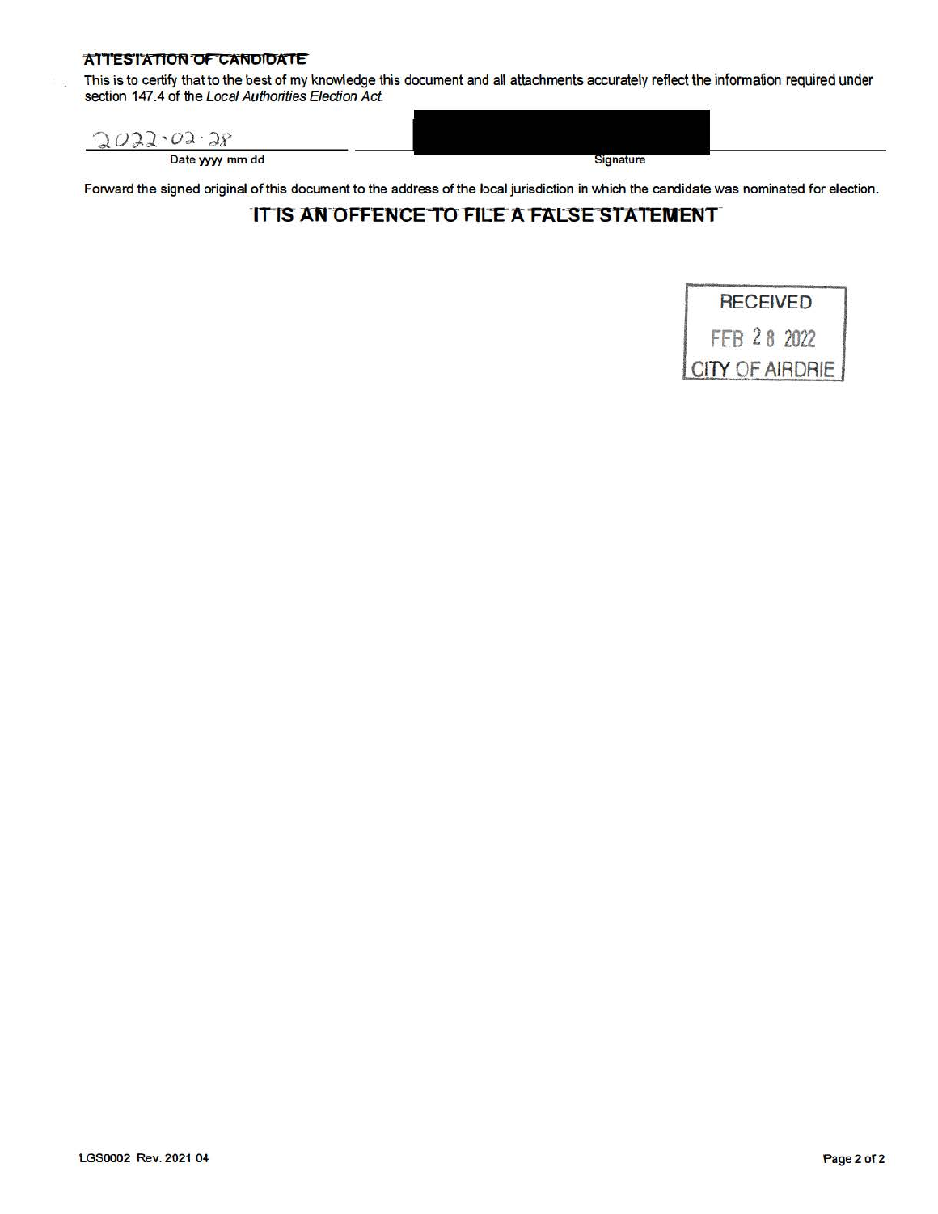## ATTESTATION OF CANDIDATE

This is to certify that to the best of my knowledge this document and all attachments accurately reflect the information required under section 147.4 of the *Local Authorities Election Act*.

| 2022-02-28 | [REDACTED] |
|---|---|
| Date yyyy mm dd | Signature |

Forward the signed original of this document to the address of the local jurisdiction in which the candidate was nominated for election.

**IT IS AN OFFENCE TO FILE A FALSE STATEMENT**

RECEIVED
FEB 28 2022
CITY OF AIRDRIE

LGS0002 Rev. 2021 04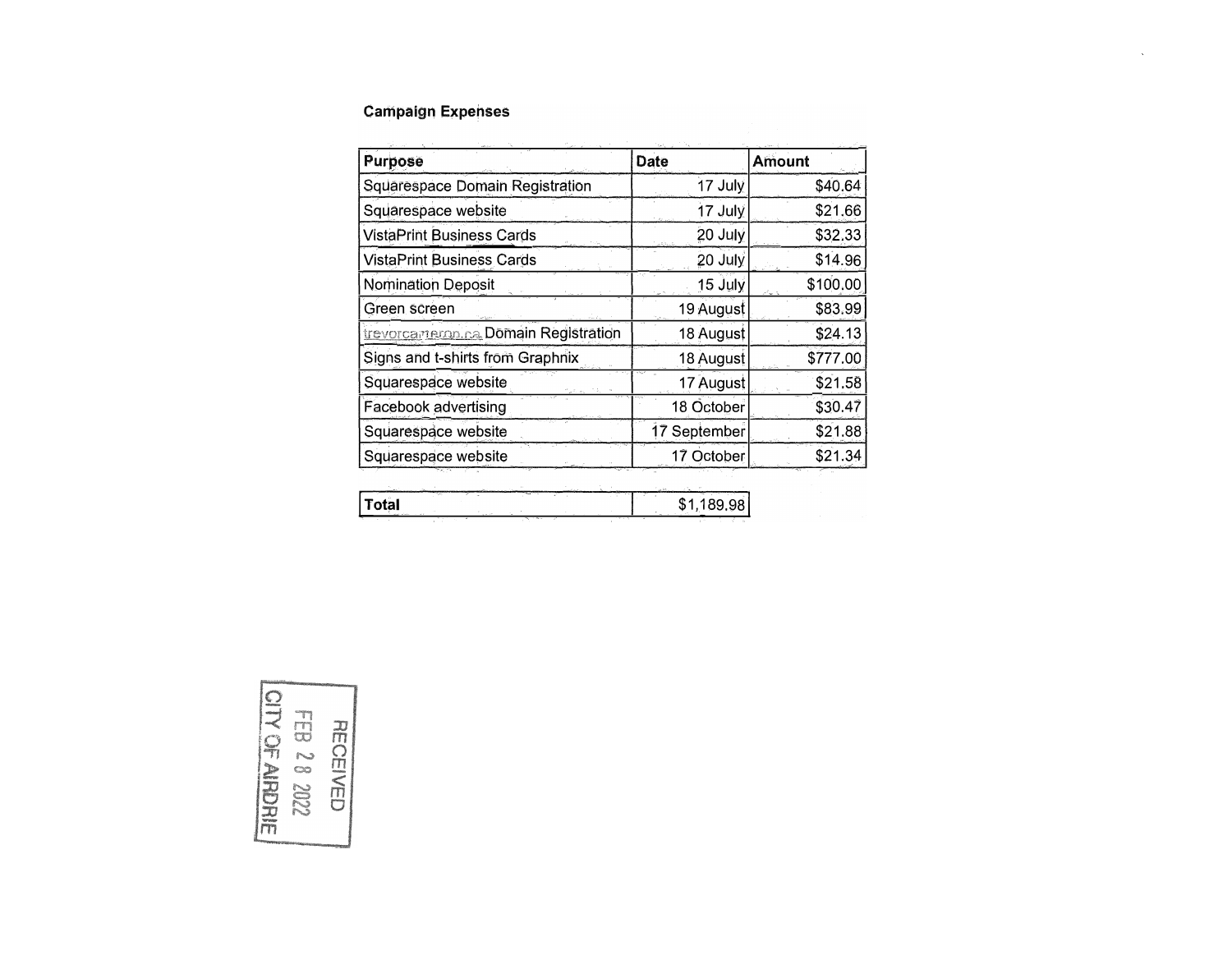**Campaign Expenses**

| Purpose | Date | Amount |
|---|---|---|
| Squarespace Domain Registration | 17 July | $40.64 |
| Squarespace website | 17 July | $21.66 |
| VistaPrint Business Cards | 20 July | $32.33 |
| VistaPrint Business Cards | 20 July | $14.96 |
| Nomination Deposit | 15 July | $100.00 |
| Green screen | 19 August | $83.99 |
| trevorcameron.ca Domain Registration | 18 August | $24.13 |
| Signs and t-shirts from Graphnix | 18 August | $777.00 |
| Squarespace website | 17 August | $21.58 |
| Facebook advertising | 18 October | $30.47 |
| Squarespace website | 17 September | $21.88 |
| Squarespace website | 17 October | $21.34 |

| Total | $1,189.98 |
|---|---|

RECEIVED
FEB 2 8 2022
CITY OF AIRDRIE